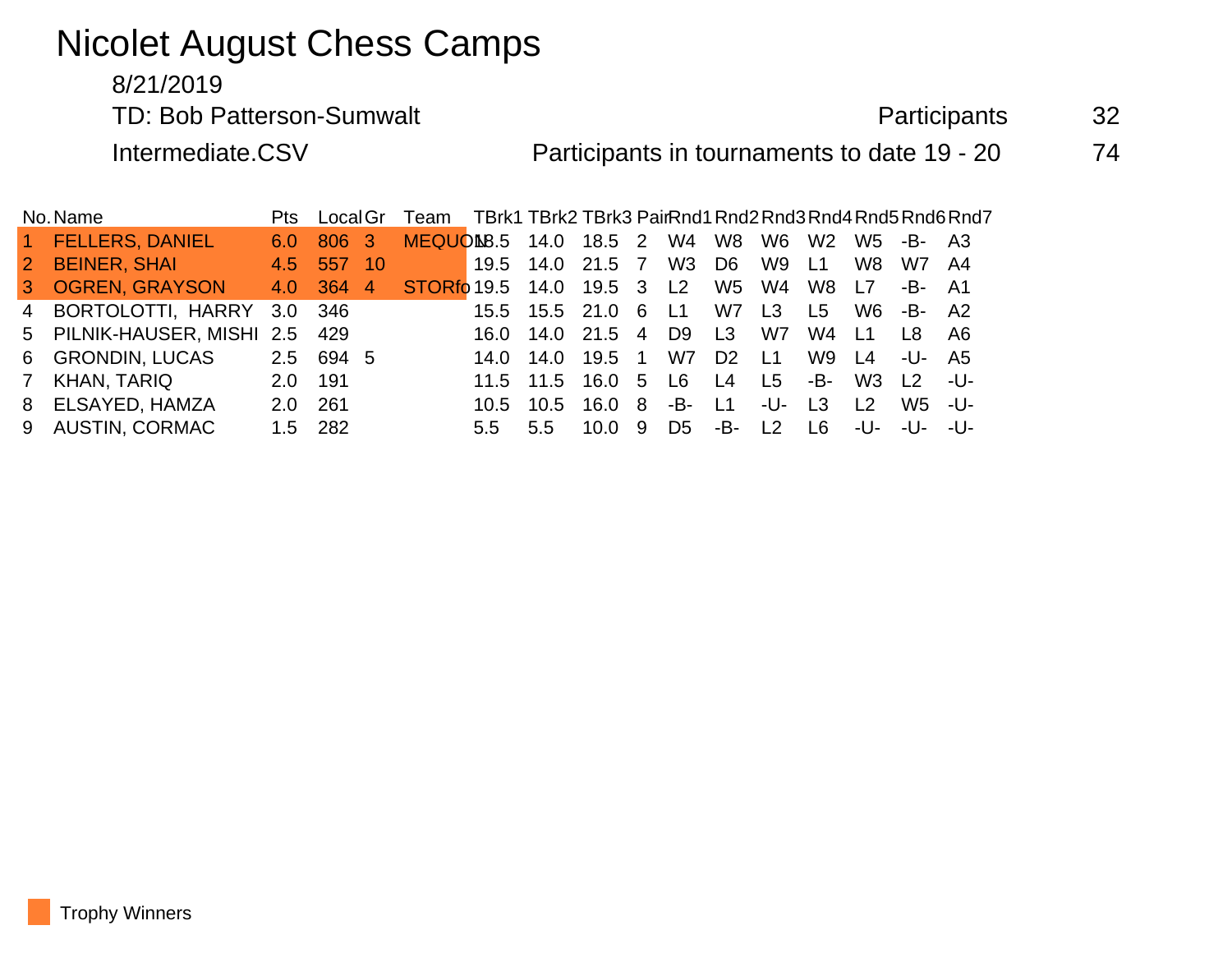# Nicolet August Chess Camps

8/21/2019

TD: Bob Patterson-Sumwalt — Participants 32

Intermediate.CSV — Participants in tournaments to date 19 - 20 — 74

| No. | Name | Pts | Local | Gr | Team | TBrk1 | TBrk2 | TBrk3 | Pair | Rnd1 | Rnd2 | Rnd3 | Rnd4 | Rnd5 | Rnd6 | Rnd7 |
|---|---|---|---|---|---|---|---|---|---|---|---|---|---|---|---|---|
| 1 | FELLERS, DANIEL | 6.0 | 806 | 3 | MEQUON | 18.5 | 14.0 | 18.5 | 2 | W4 | W8 | W6 | W2 | W5 | -B- | A3 |
| 2 | BEINER, SHAI | 4.5 | 557 | 10 | | 19.5 | 14.0 | 21.5 | 7 | W3 | D6 | W9 | L1 | W8 | W7 | A4 |
| 3 | OGREN, GRAYSON | 4.0 | 364 | 4 | STORfo | 19.5 | 14.0 | 19.5 | 3 | L2 | W5 | W4 | W8 | L7 | -B- | A1 |
| 4 | BORTOLOTTI, HARRY | 3.0 | 346 | | | 15.5 | 15.5 | 21.0 | 6 | L1 | W7 | L3 | L5 | W6 | -B- | A2 |
| 5 | PILNIK-HAUSER, MISHI | 2.5 | 429 | | | 16.0 | 14.0 | 21.5 | 4 | D9 | L3 | W7 | W4 | L1 | L8 | A6 |
| 6 | GRONDIN, LUCAS | 2.5 | 694 | 5 | | 14.0 | 14.0 | 19.5 | 1 | W7 | D2 | L1 | W9 | L4 | -U- | A5 |
| 7 | KHAN, TARIQ | 2.0 | 191 | | | 11.5 | 11.5 | 16.0 | 5 | L6 | L4 | L5 | -B- | W3 | L2 | -U- |
| 8 | ELSAYED, HAMZA | 2.0 | 261 | | | 10.5 | 10.5 | 16.0 | 8 | -B- | L1 | -U- | L3 | L2 | W5 | -U- |
| 9 | AUSTIN, CORMAC | 1.5 | 282 | | | 5.5 | 5.5 | 10.0 | 9 | D5 | -B- | L2 | L6 | -U- | -U- | -U- |

Trophy Winners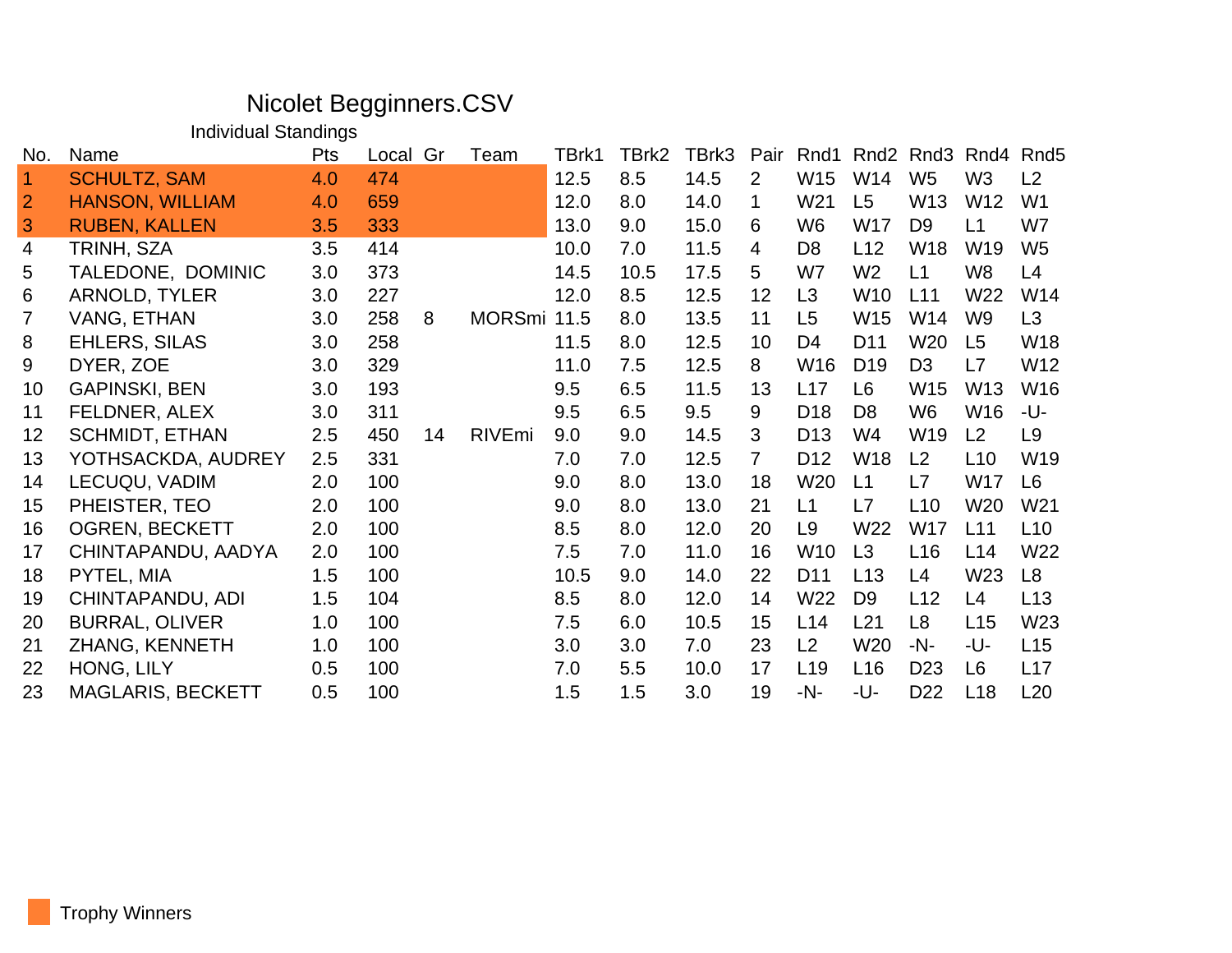# Nicolet Begginners.CSV

## Individual Standings

| No. | Name | Pts | Local | Gr | Team | TBrk1 | TBrk2 | TBrk3 | Pair | Rnd1 | Rnd2 | Rnd3 | Rnd4 | Rnd5 |
|---|---|---|---|---|---|---|---|---|---|---|---|---|---|---|
| 1 | SCHULTZ, SAM | 4.0 | 474 | | | 12.5 | 8.5 | 14.5 | 2 | W15 | W14 | W5 | W3 | L2 |
| 2 | HANSON, WILLIAM | 4.0 | 659 | | | 12.0 | 8.0 | 14.0 | 1 | W21 | L5 | W13 | W12 | W1 |
| 3 | RUBEN, KALLEN | 3.5 | 333 | | | 13.0 | 9.0 | 15.0 | 6 | W6 | W17 | D9 | L1 | W7 |
| 4 | TRINH, SZA | 3.5 | 414 | | | 10.0 | 7.0 | 11.5 | 4 | D8 | L12 | W18 | W19 | W5 |
| 5 | TALEDONE, DOMINIC | 3.0 | 373 | | | 14.5 | 10.5 | 17.5 | 5 | W7 | W2 | L1 | W8 | L4 |
| 6 | ARNOLD, TYLER | 3.0 | 227 | | | 12.0 | 8.5 | 12.5 | 12 | L3 | W10 | L11 | W22 | W14 |
| 7 | VANG, ETHAN | 3.0 | 258 | 8 | MORSmi | 11.5 | 8.0 | 13.5 | 11 | L5 | W15 | W14 | W9 | L3 |
| 8 | EHLERS, SILAS | 3.0 | 258 | | | 11.5 | 8.0 | 12.5 | 10 | D4 | D11 | W20 | L5 | W18 |
| 9 | DYER, ZOE | 3.0 | 329 | | | 11.0 | 7.5 | 12.5 | 8 | W16 | D19 | D3 | L7 | W12 |
| 10 | GAPINSKI, BEN | 3.0 | 193 | | | 9.5 | 6.5 | 11.5 | 13 | L17 | L6 | W15 | W13 | W16 |
| 11 | FELDNER, ALEX | 3.0 | 311 | | | 9.5 | 6.5 | 9.5 | 9 | D18 | D8 | W6 | W16 | -U- |
| 12 | SCHMIDT, ETHAN | 2.5 | 450 | 14 | RIVEmi | 9.0 | 9.0 | 14.5 | 3 | D13 | W4 | W19 | L2 | L9 |
| 13 | YOTHSACKDA, AUDREY | 2.5 | 331 | | | 7.0 | 7.0 | 12.5 | 7 | D12 | W18 | L2 | L10 | W19 |
| 14 | LECUQU, VADIM | 2.0 | 100 | | | 9.0 | 8.0 | 13.0 | 18 | W20 | L1 | L7 | W17 | L6 |
| 15 | PHEISTER, TEO | 2.0 | 100 | | | 9.0 | 8.0 | 13.0 | 21 | L1 | L7 | L10 | W20 | W21 |
| 16 | OGREN, BECKETT | 2.0 | 100 | | | 8.5 | 8.0 | 12.0 | 20 | L9 | W22 | W17 | L11 | L10 |
| 17 | CHINTAPANDU, AADYA | 2.0 | 100 | | | 7.5 | 7.0 | 11.0 | 16 | W10 | L3 | L16 | L14 | W22 |
| 18 | PYTEL, MIA | 1.5 | 100 | | | 10.5 | 9.0 | 14.0 | 22 | D11 | L13 | L4 | W23 | L8 |
| 19 | CHINTAPANDU, ADI | 1.5 | 104 | | | 8.5 | 8.0 | 12.0 | 14 | W22 | D9 | L12 | L4 | L13 |
| 20 | BURRAL, OLIVER | 1.0 | 100 | | | 7.5 | 6.0 | 10.5 | 15 | L14 | L21 | L8 | L15 | W23 |
| 21 | ZHANG, KENNETH | 1.0 | 100 | | | 3.0 | 3.0 | 7.0 | 23 | L2 | W20 | -N- | -U- | L15 |
| 22 | HONG, LILY | 0.5 | 100 | | | 7.0 | 5.5 | 10.0 | 17 | L19 | L16 | D23 | L6 | L17 |
| 23 | MAGLARIS, BECKETT | 0.5 | 100 | | | 1.5 | 1.5 | 3.0 | 19 | -N- | -U- | D22 | L18 | L20 |

Trophy Winners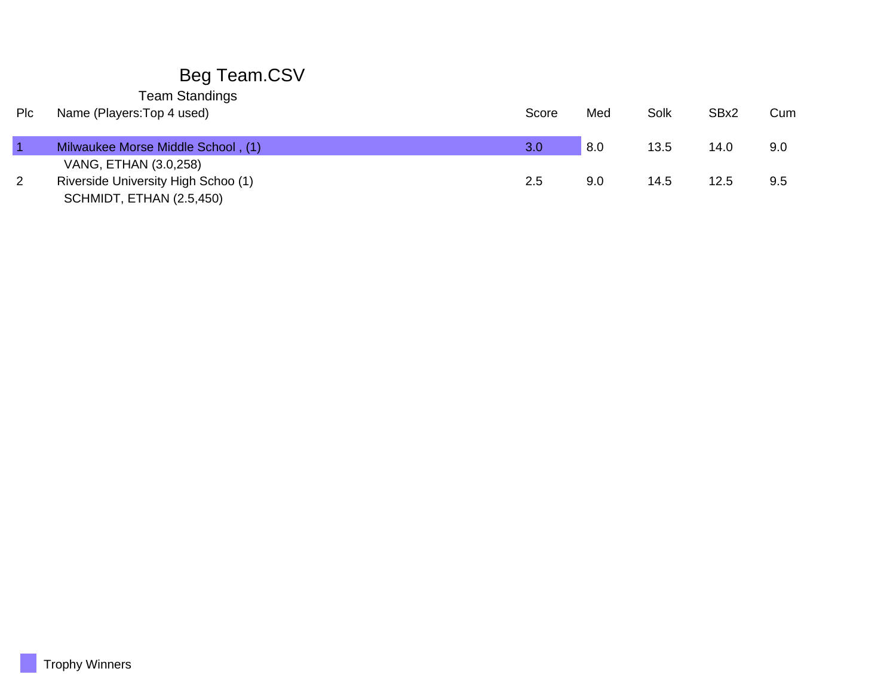# Beg Team.CSV

## Team Standings

| Plc | Name (Players:Top 4 used) | Score | Med | Solk | SBx2 | Cum |
|---|---|---|---|---|---|---|
| 1 | Milwaukee Morse Middle School , (1) | 3.0 | 8.0 | 13.5 | 14.0 | 9.0 |
| | VANG, ETHAN (3.0,258) | | | | | |
| 2 | Riverside University High Schoo (1) | 2.5 | 9.0 | 14.5 | 12.5 | 9.5 |
| | SCHMIDT, ETHAN (2.5,450) | | | | | |

Trophy Winners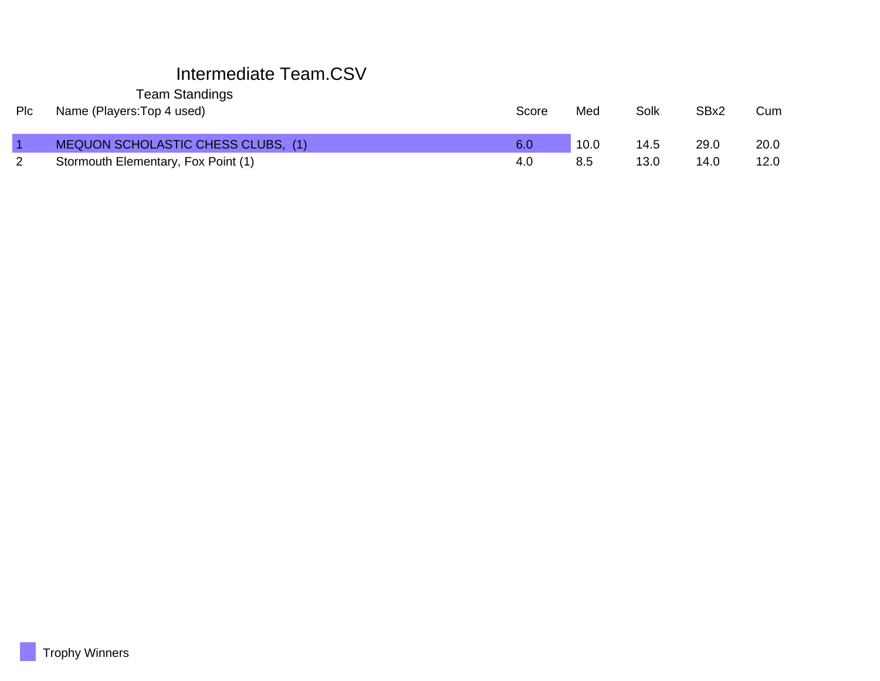# Intermediate Team.CSV

## Team Standings

| Plc | Name (Players:Top 4 used) | Score | Med | Solk | SBx2 | Cum |
|---|---|---|---|---|---|---|
| 1 | MEQUON SCHOLASTIC CHESS CLUBS, (1) | 6.0 | 10.0 | 14.5 | 29.0 | 20.0 |
| 2 | Stormouth Elementary, Fox Point (1) | 4.0 | 8.5 | 13.0 | 14.0 | 12.0 |

Trophy Winners